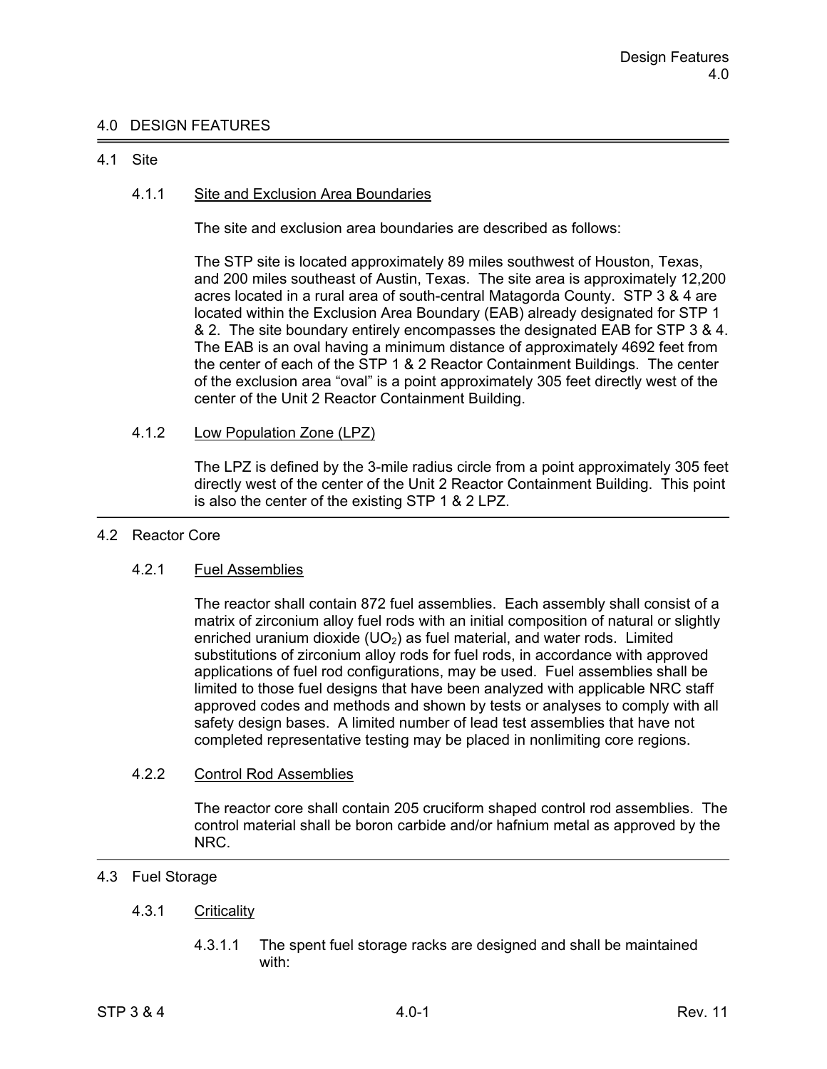# 4.0 DESIGN FEATURES

## 4.1 Site

### 4.1.1 Site and Exclusion Area Boundaries

The site and exclusion area boundaries are described as follows:

The STP site is located approximately 89 miles southwest of Houston, Texas, and 200 miles southeast of Austin, Texas. The site area is approximately 12,200 acres located in a rural area of south-central Matagorda County. STP 3 & 4 are located within the Exclusion Area Boundary (EAB) already designated for STP 1 & 2. The site boundary entirely encompasses the designated EAB for STP 3 & 4. The EAB is an oval having a minimum distance of approximately 4692 feet from the center of each of the STP 1 & 2 Reactor Containment Buildings. The center of the exclusion area "oval" is a point approximately 305 feet directly west of the center of the Unit 2 Reactor Containment Building.

### 4.1.2 Low Population Zone (LPZ)

The LPZ is defined by the 3-mile radius circle from a point approximately 305 feet directly west of the center of the Unit 2 Reactor Containment Building. This point is also the center of the existing STP 1 & 2 LPZ.

## 4.2 Reactor Core

### 4.2.1 Fuel Assemblies

The reactor shall contain 872 fuel assemblies. Each assembly shall consist of a matrix of zirconium alloy fuel rods with an initial composition of natural or slightly enriched uranium dioxide ($UO_2$) as fuel material, and water rods. Limited substitutions of zirconium alloy rods for fuel rods, in accordance with approved applications of fuel rod configurations, may be used. Fuel assemblies shall be limited to those fuel designs that have been analyzed with applicable NRC staff approved codes and methods and shown by tests or analyses to comply with all safety design bases. A limited number of lead test assemblies that have not completed representative testing may be placed in nonlimiting core regions.

### 4.2.2 Control Rod Assemblies

The reactor core shall contain 205 cruciform shaped control rod assemblies. The control material shall be boron carbide and/or hafnium metal as approved by the NRC.

## 4.3 Fuel Storage

### 4.3.1 Criticality

4.3.1.1 The spent fuel storage racks are designed and shall be maintained with: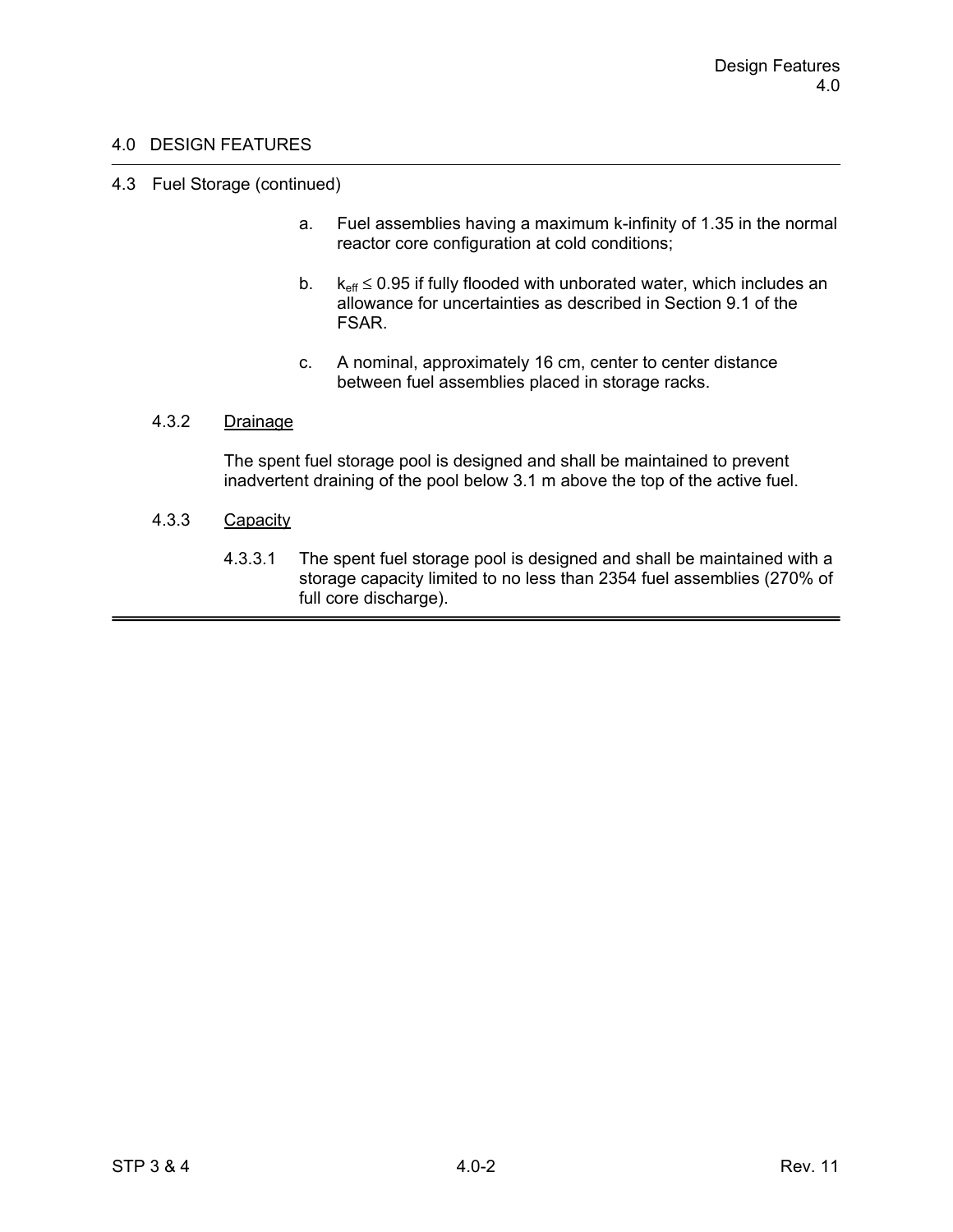## 4.0 DESIGN FEATURES

### 4.3 Fuel Storage (continued)

a. Fuel assemblies having a maximum k-infinity of 1.35 in the normal reactor core configuration at cold conditions;

b. $k_{eff} \leq 0.95$ if fully flooded with unborated water, which includes an allowance for uncertainties as described in Section 9.1 of the FSAR.

c. A nominal, approximately 16 cm, center to center distance between fuel assemblies placed in storage racks.

#### 4.3.2 Drainage

The spent fuel storage pool is designed and shall be maintained to prevent inadvertent draining of the pool below 3.1 m above the top of the active fuel.

#### 4.3.3 Capacity

4.3.3.1 The spent fuel storage pool is designed and shall be maintained with a storage capacity limited to no less than 2354 fuel assemblies (270% of full core discharge).